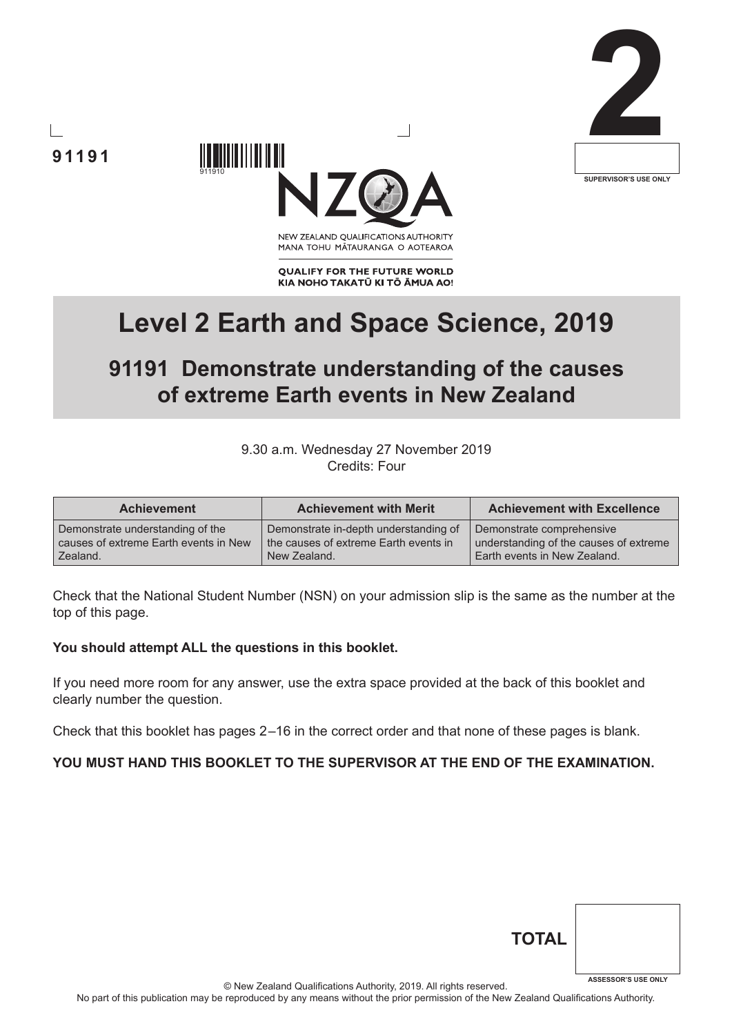91191

911910

2

SUPERVISOR'S USE ONLY

NEW ZEALAND QUALIFICATIONS AUTHORITY
MANA TOHU MĀTAURANGA O AOTEAROA

**QUALIFY FOR THE FUTURE WORLD**
**KIA NOHO TAKATŪ KI TŌ ĀMUA AO!**

# Level 2 Earth and Space Science, 2019

## 91191 Demonstrate understanding of the causes of extreme Earth events in New Zealand

9.30 a.m. Wednesday 27 November 2019
Credits: Four

| Achievement | Achievement with Merit | Achievement with Excellence |
|---|---|---|
| Demonstrate understanding of the causes of extreme Earth events in New Zealand. | Demonstrate in-depth understanding of the causes of extreme Earth events in New Zealand. | Demonstrate comprehensive understanding of the causes of extreme Earth events in New Zealand. |

Check that the National Student Number (NSN) on your admission slip is the same as the number at the top of this page.

**You should attempt ALL the questions in this booklet.**

If you need more room for any answer, use the extra space provided at the back of this booklet and clearly number the question.

Check that this booklet has pages 2–16 in the correct order and that none of these pages is blank.

**YOU MUST HAND THIS BOOKLET TO THE SUPERVISOR AT THE END OF THE EXAMINATION.**

**TOTAL**

ASSESSOR'S USE ONLY

© New Zealand Qualifications Authority, 2019. All rights reserved.
No part of this publication may be reproduced by any means without the prior permission of the New Zealand Qualifications Authority.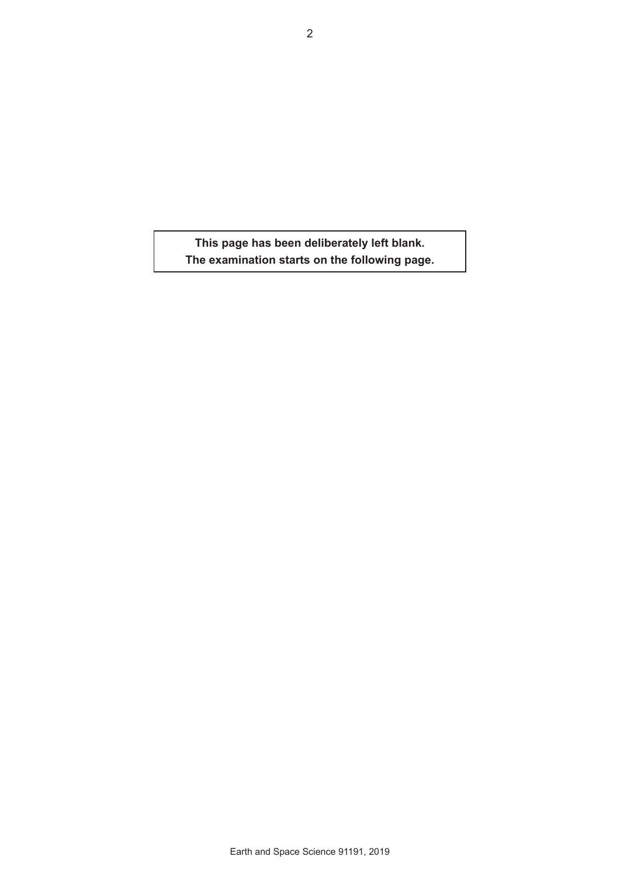**This page has been deliberately left blank.**
**The examination starts on the following page.**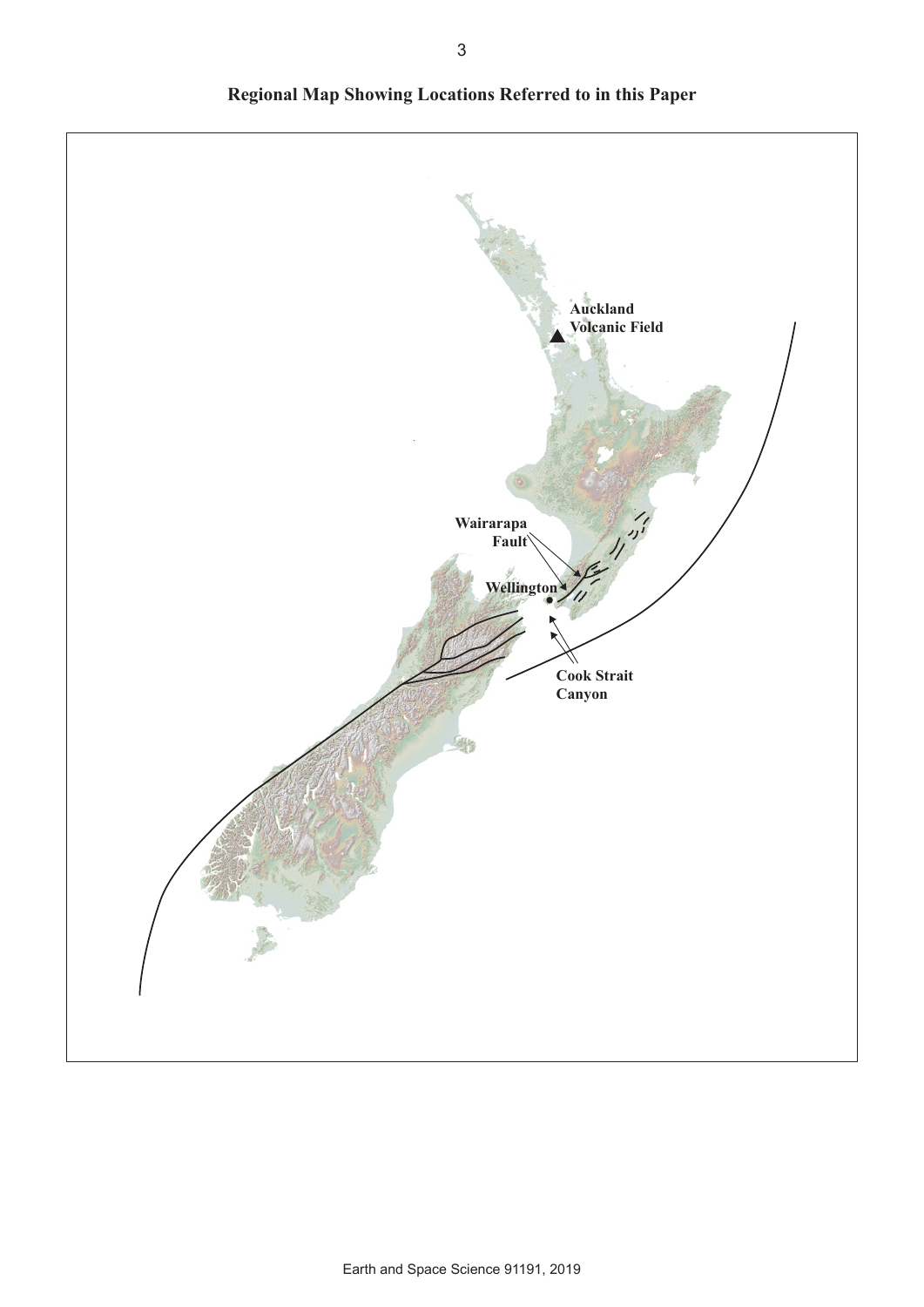# Regional Map Showing Locations Referred to in this Paper

Auckland Volcanic Field

Wairarapa Fault

Wellington

Cook Strait Canyon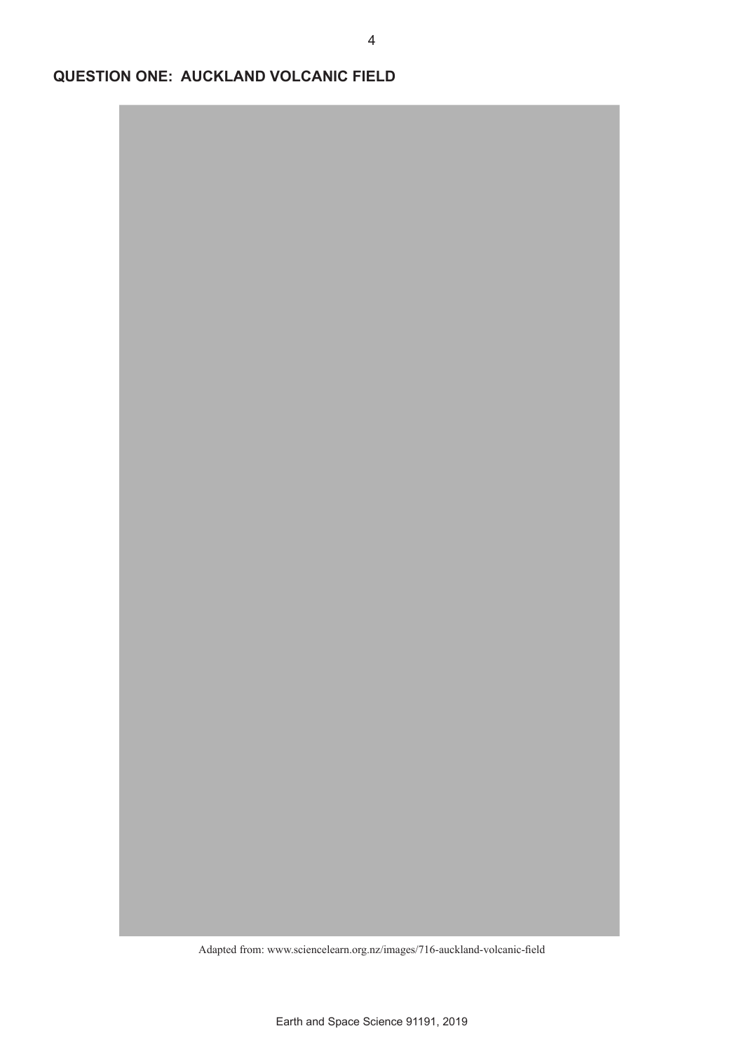## QUESTION ONE: AUCKLAND VOLCANIC FIELD

Adapted from: www.sciencelearn.org.nz/images/716-auckland-volcanic-field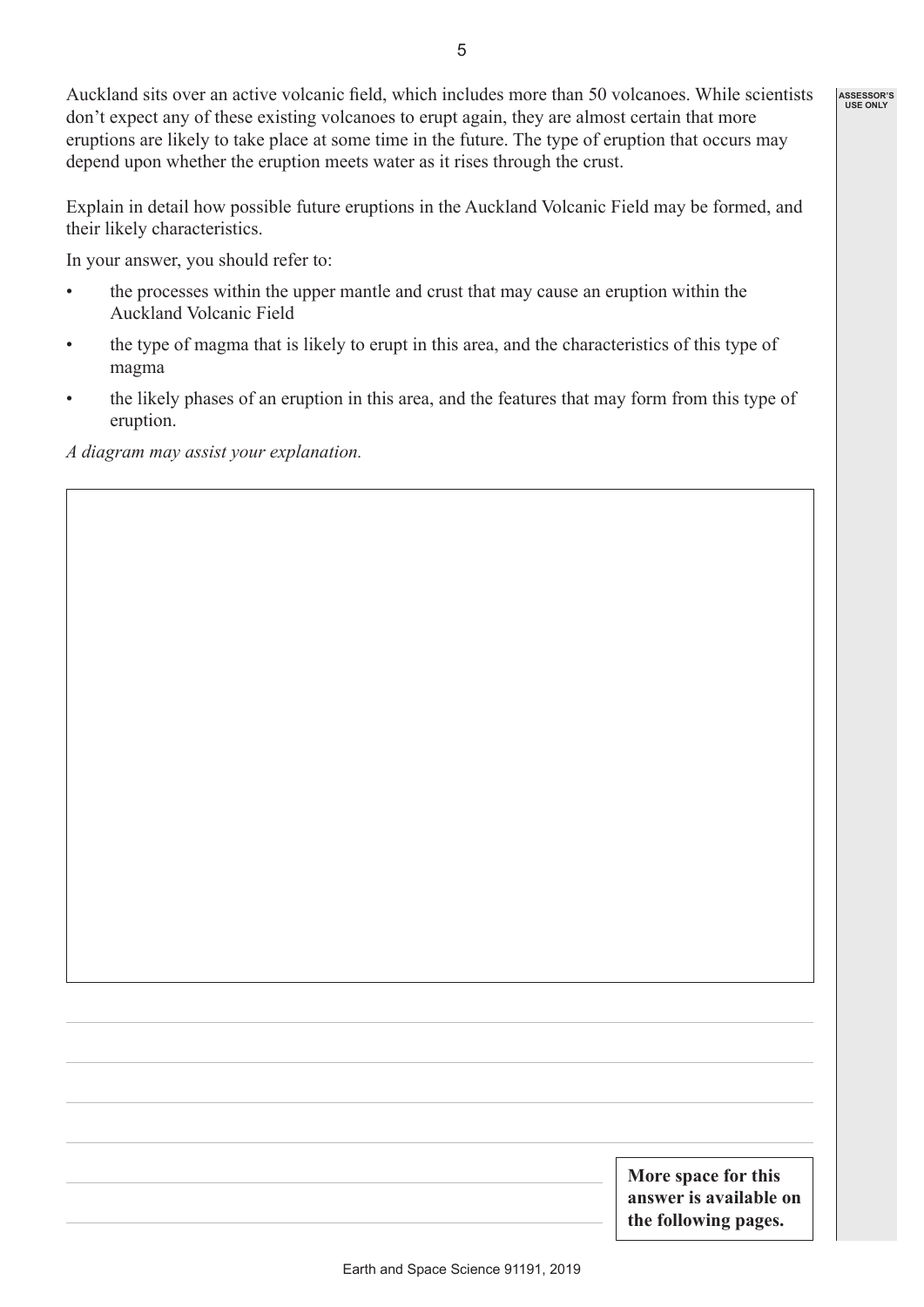Auckland sits over an active volcanic field, which includes more than 50 volcanoes. While scientists don't expect any of these existing volcanoes to erupt again, they are almost certain that more eruptions are likely to take place at some time in the future. The type of eruption that occurs may depend upon whether the eruption meets water as it rises through the crust.

Explain in detail how possible future eruptions in the Auckland Volcanic Field may be formed, and their likely characteristics.

In your answer, you should refer to:

- the processes within the upper mantle and crust that may cause an eruption within the Auckland Volcanic Field
- the type of magma that is likely to erupt in this area, and the characteristics of this type of magma
- the likely phases of an eruption in this area, and the features that may form from this type of eruption.

*A diagram may assist your explanation.*

**More space for this answer is available on the following pages.**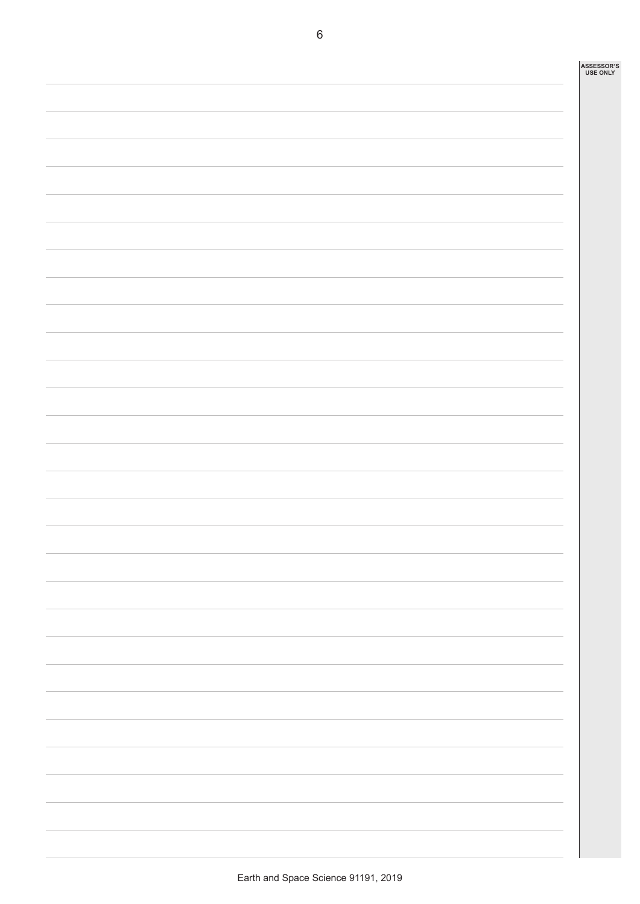ASSESSOR'S USE ONLY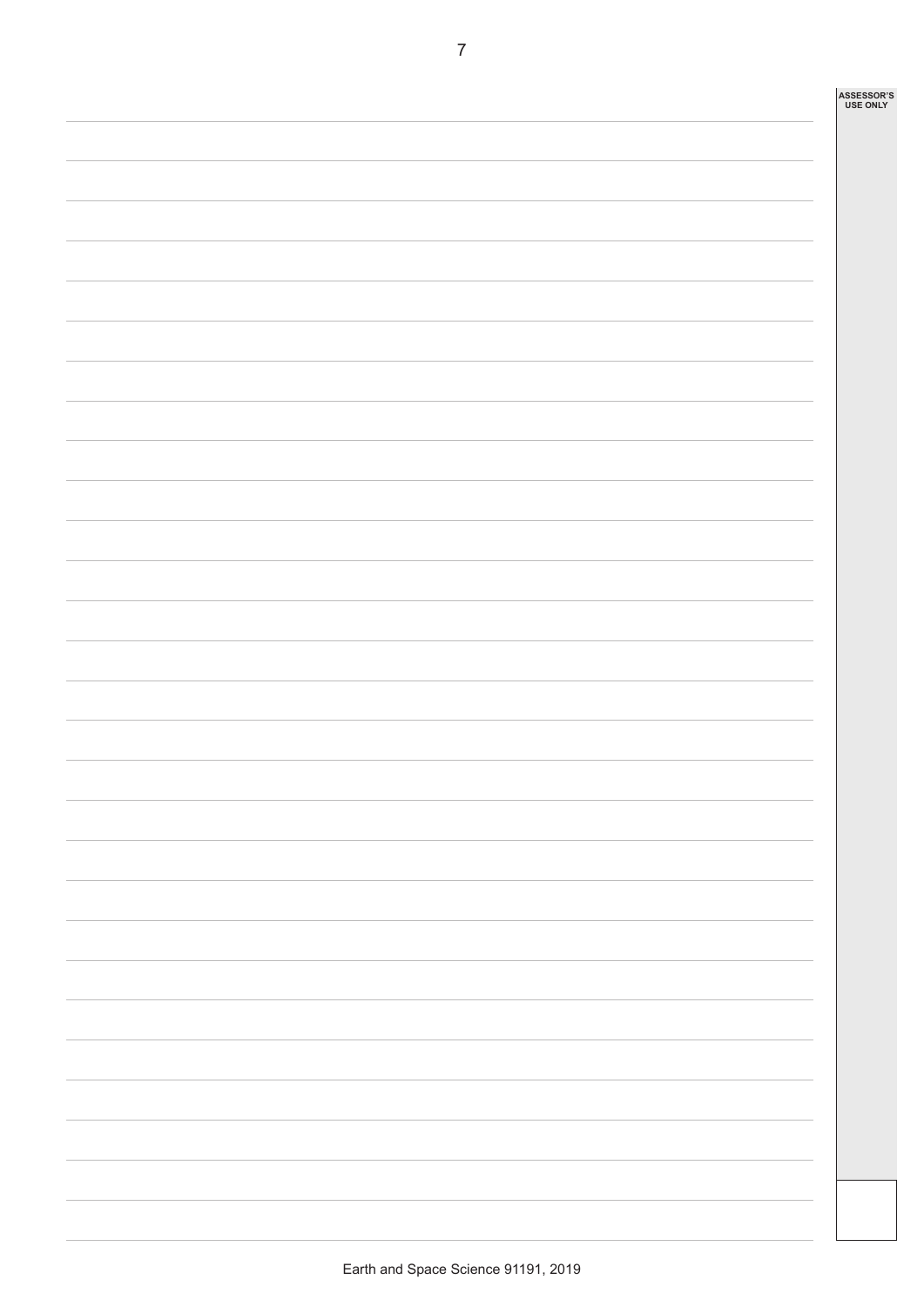ASSESSOR'S USE ONLY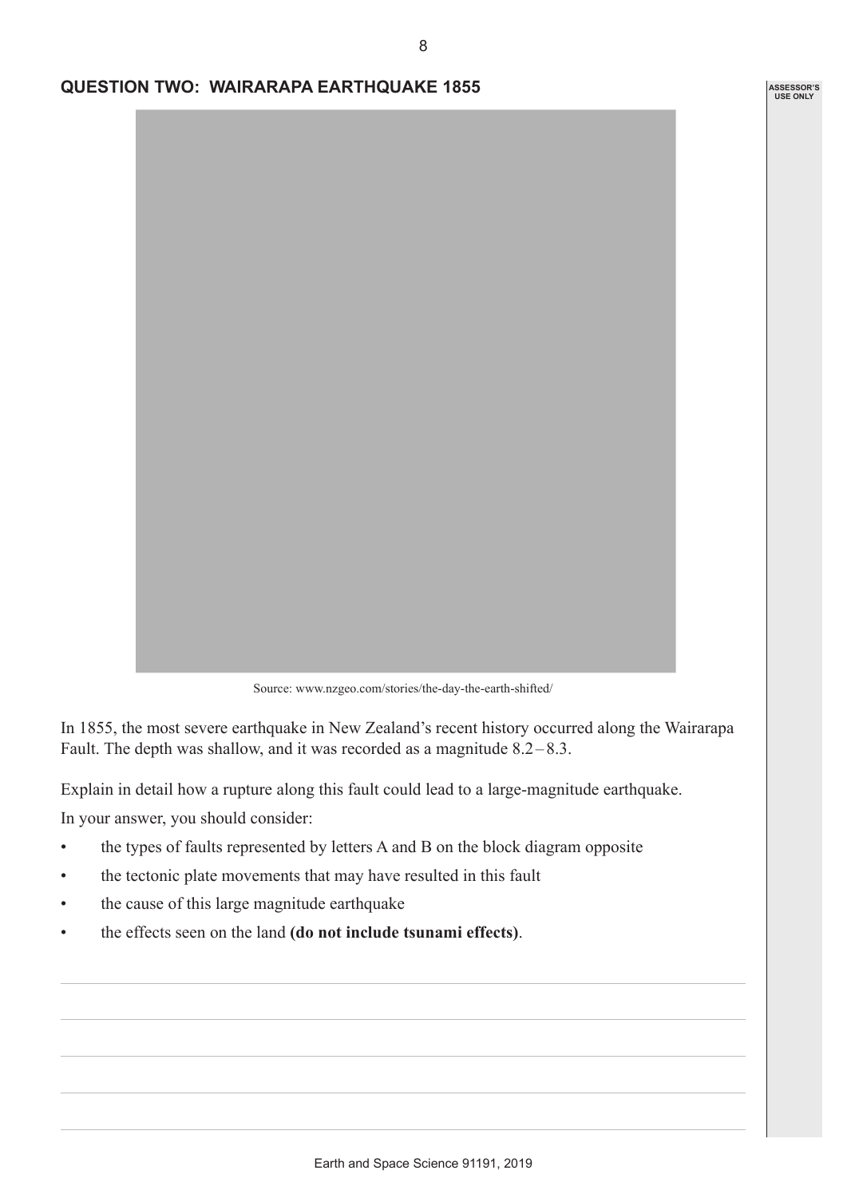## QUESTION TWO: WAIRARAPA EARTHQUAKE 1855

Source: www.nzgeo.com/stories/the-day-the-earth-shifted/

In 1855, the most severe earthquake in New Zealand's recent history occurred along the Wairarapa Fault. The depth was shallow, and it was recorded as a magnitude 8.2 – 8.3.

Explain in detail how a rupture along this fault could lead to a large-magnitude earthquake.

In your answer, you should consider:

- the types of faults represented by letters A and B on the block diagram opposite
- the tectonic plate movements that may have resulted in this fault
- the cause of this large magnitude earthquake
- the effects seen on the land **(do not include tsunami effects)**.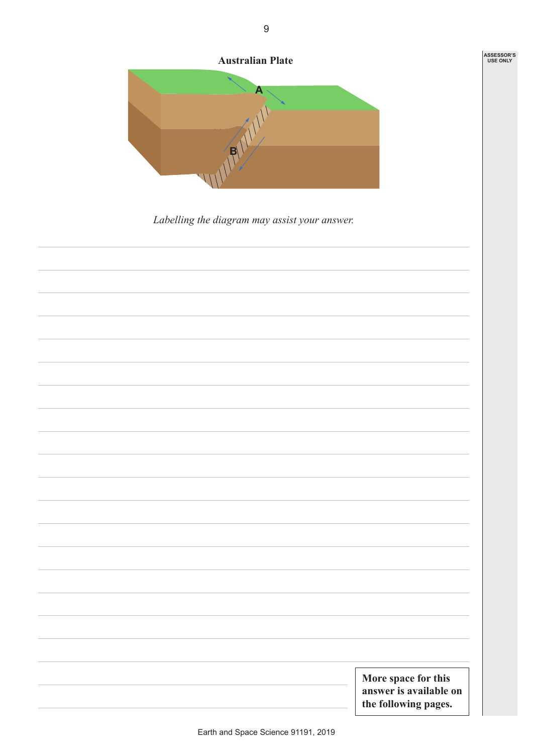**Australian Plate**

A

B

*Labelling the diagram may assist your answer.*

**More space for this answer is available on the following pages.**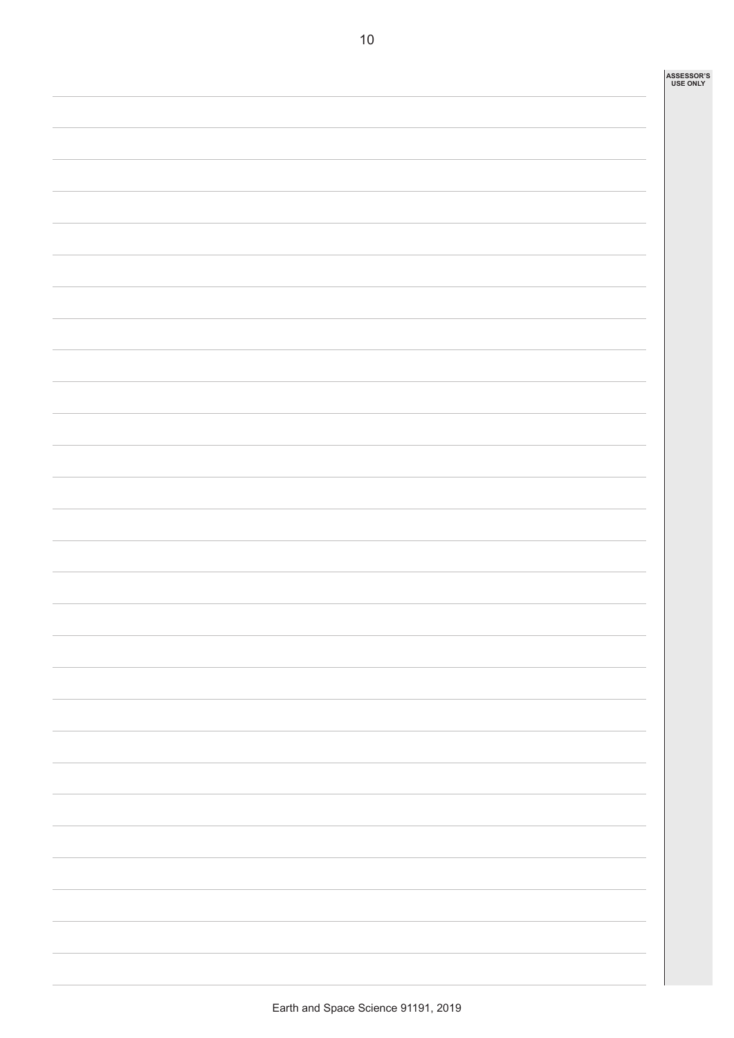ASSESSOR'S USE ONLY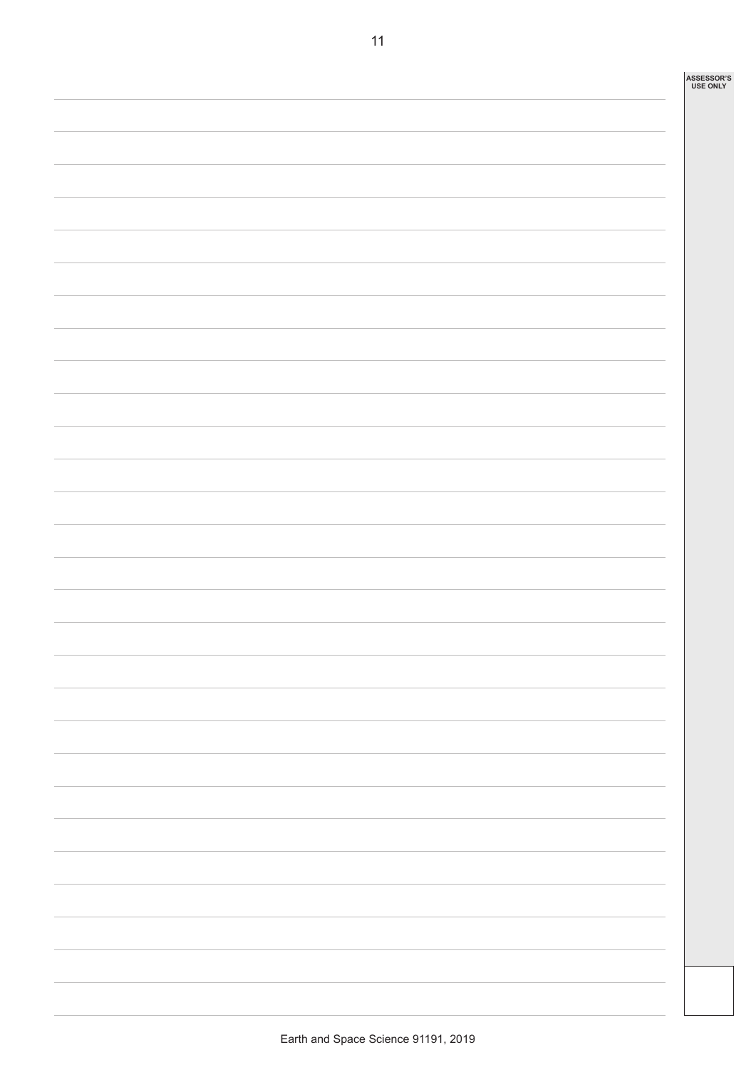ASSESSOR'S USE ONLY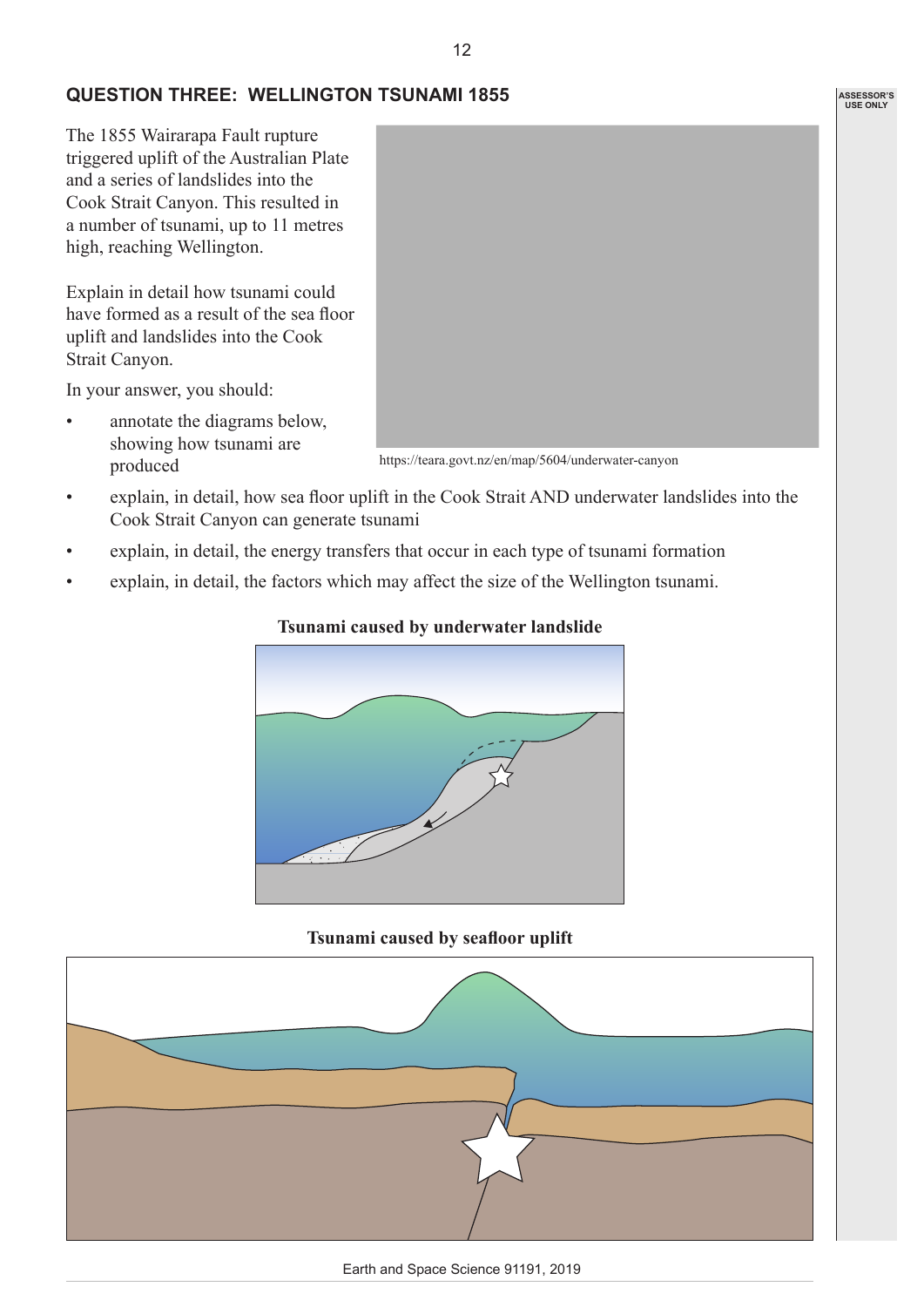## QUESTION THREE: WELLINGTON TSUNAMI 1855

The 1855 Wairarapa Fault rupture triggered uplift of the Australian Plate and a series of landslides into the Cook Strait Canyon. This resulted in a number of tsunami, up to 11 metres high, reaching Wellington.

Explain in detail how tsunami could have formed as a result of the sea floor uplift and landslides into the Cook Strait Canyon.

In your answer, you should:

- annotate the diagrams below, showing how tsunami are produced
- explain, in detail, how sea floor uplift in the Cook Strait AND underwater landslides into the Cook Strait Canyon can generate tsunami
- explain, in detail, the energy transfers that occur in each type of tsunami formation
- explain, in detail, the factors which may affect the size of the Wellington tsunami.

https://teara.govt.nz/en/map/5604/underwater-canyon

**Tsunami caused by underwater landslide**

**Tsunami caused by seafloor uplift**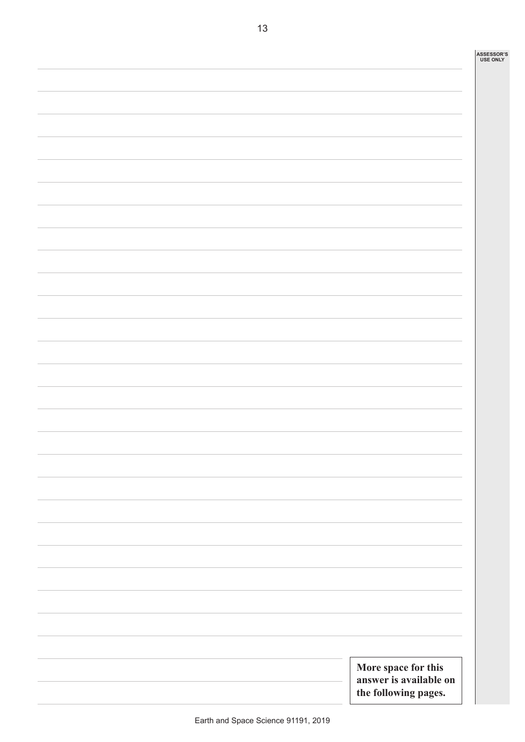ASSESSOR'S USE ONLY

**More space for this answer is available on the following pages.**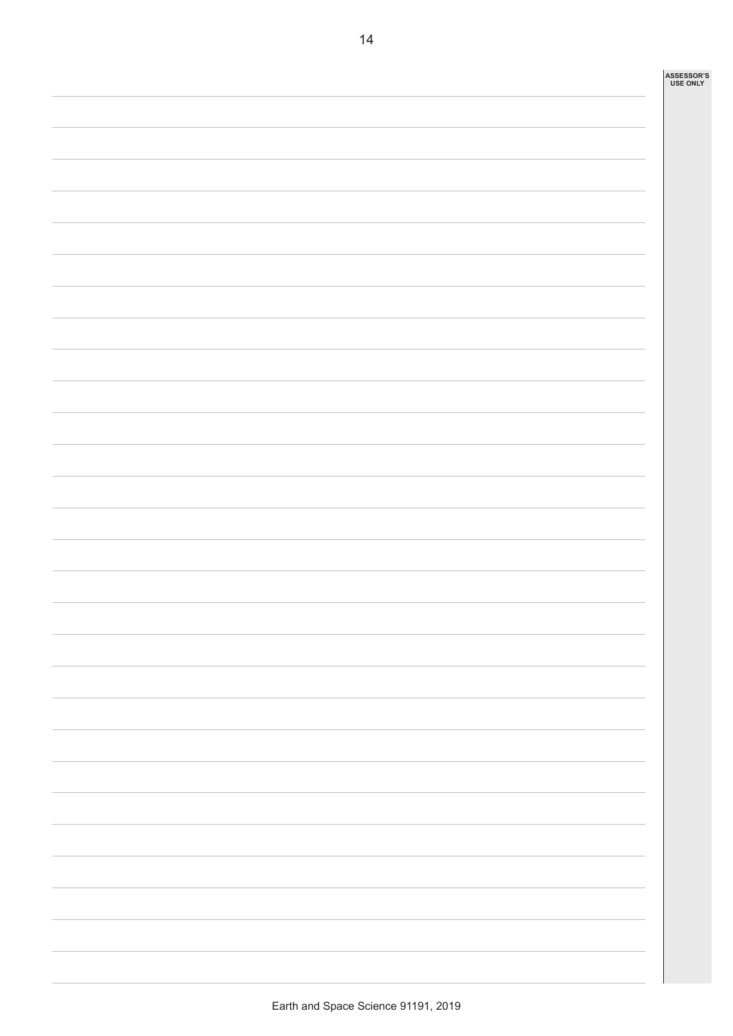ASSESSOR'S USE ONLY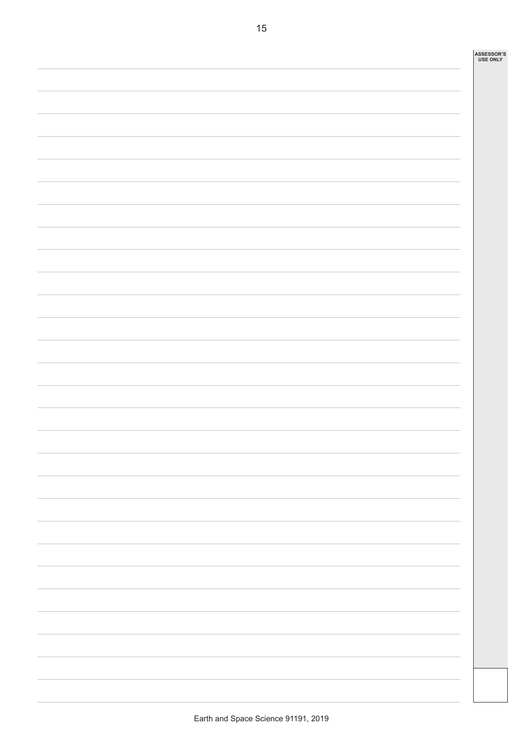ASSESSOR'S USE ONLY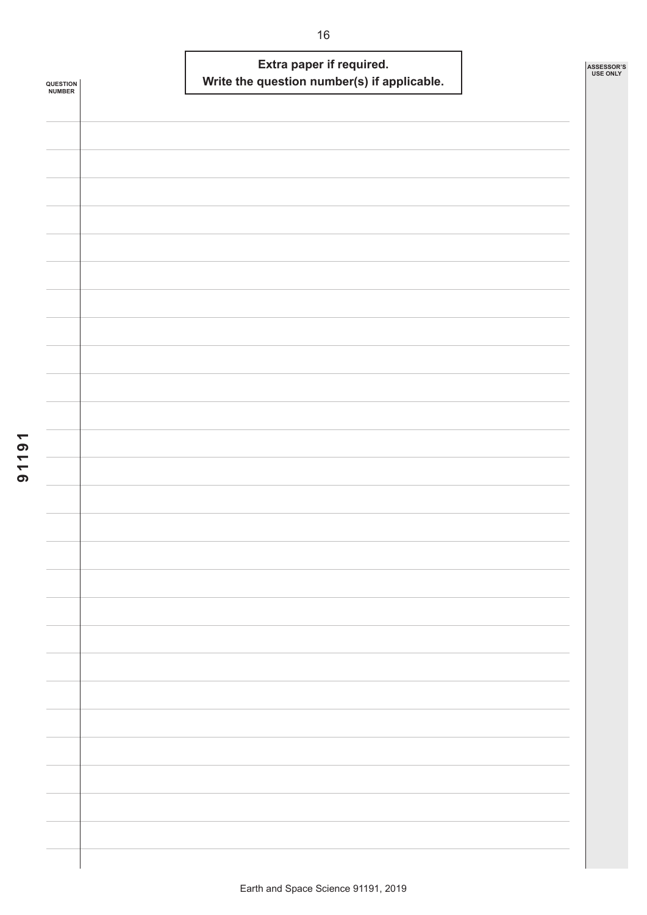**Extra paper if required.**
**Write the question number(s) if applicable.**

QUESTION NUMBER

ASSESSOR'S USE ONLY